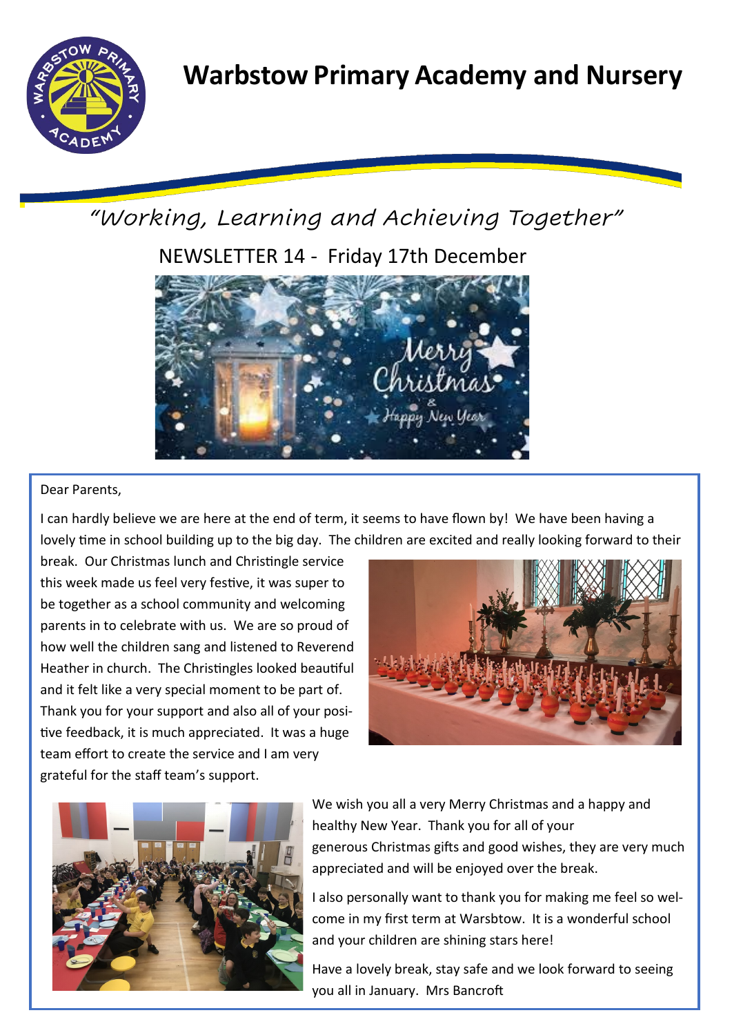# Warbstow Primary Academy and Nursery

*"Working, Learning and Achieving Together"*

NEWSLETTER 14 - Friday 17th December

Dear Parents,

I can hardly believe we are here at the end of term, it seems to have flown by! We have been having a lovely time in school building up to the big day. The children are excited and really looking forward to their break. Our Christmas lunch and Christingle service this week made us feel very festive, it was super to be together as a school community and welcoming parents in to celebrate with us. We are so proud of how well the children sang and listened to Reverend Heather in church. The Christingles looked beautiful and it felt like a very special moment to be part of. Thank you for your support and also all of your positive feedback, it is much appreciated. It was a huge team effort to create the service and I am very grateful for the staff team's support.

We wish you all a very Merry Christmas and a happy and healthy New Year. Thank you for all of your generous Christmas gifts and good wishes, they are very much appreciated and will be enjoyed over the break.

I also personally want to thank you for making me feel so welcome in my first term at Warsbtow. It is a wonderful school and your children are shining stars here!

Have a lovely break, stay safe and we look forward to seeing you all in January. Mrs Bancroft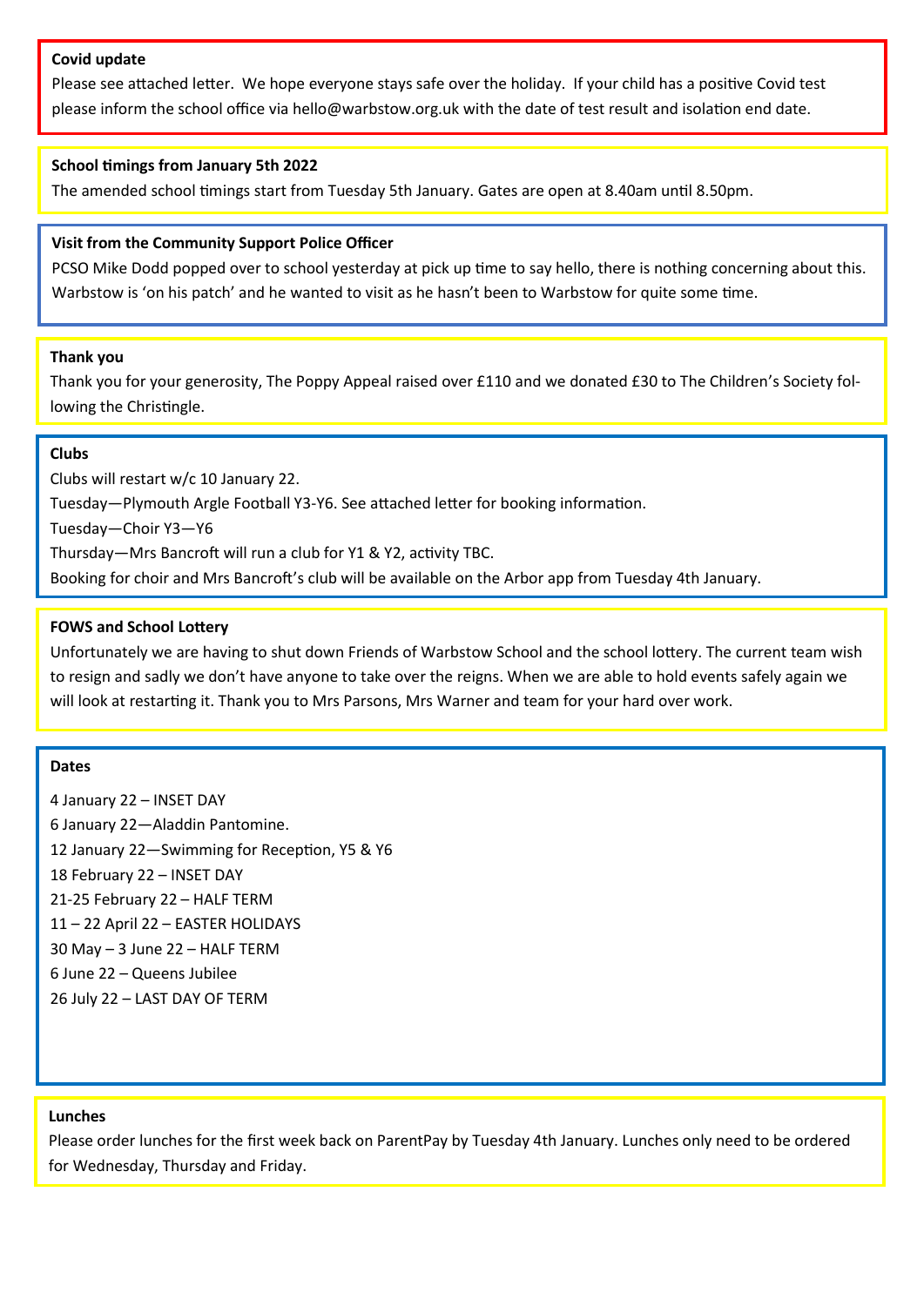### Covid update

Please see attached letter. We hope everyone stays safe over the holiday. If your child has a positive Covid test please inform the school office via hello@warbstow.org.uk with the date of test result and isolation end date.

### School timings from January 5th 2022

The amended school timings start from Tuesday 5th January. Gates are open at 8.40am until 8.50pm.

### Visit from the Community Support Police Officer

PCSO Mike Dodd popped over to school yesterday at pick up time to say hello, there is nothing concerning about this. Warbstow is 'on his patch' and he wanted to visit as he hasn't been to Warbstow for quite some time.

### Thank you

Thank you for your generosity, The Poppy Appeal raised over £110 and we donated £30 to The Children's Society following the Christingle.

### Clubs

Clubs will restart w/c 10 January 22.

Tuesday—Plymouth Argle Football Y3-Y6. See attached letter for booking information.

Tuesday—Choir Y3—Y6

Thursday—Mrs Bancroft will run a club for Y1 & Y2, activity TBC.

Booking for choir and Mrs Bancroft's club will be available on the Arbor app from Tuesday 4th January.

### FOWS and School Lottery

Unfortunately we are having to shut down Friends of Warbstow School and the school lottery. The current team wish to resign and sadly we don't have anyone to take over the reigns. When we are able to hold events safely again we will look at restarting it. Thank you to Mrs Parsons, Mrs Warner and team for your hard over work.

### Dates

4 January 22 – INSET DAY

6 January 22—Aladdin Pantomine.

12 January 22—Swimming for Reception, Y5 & Y6

18 February 22 – INSET DAY

21-25 February 22 – HALF TERM

11 – 22 April 22 – EASTER HOLIDAYS

30 May – 3 June 22 – HALF TERM

6 June 22 – Queens Jubilee

26 July 22 – LAST DAY OF TERM

### Lunches

Please order lunches for the first week back on ParentPay by Tuesday 4th January. Lunches only need to be ordered for Wednesday, Thursday and Friday.